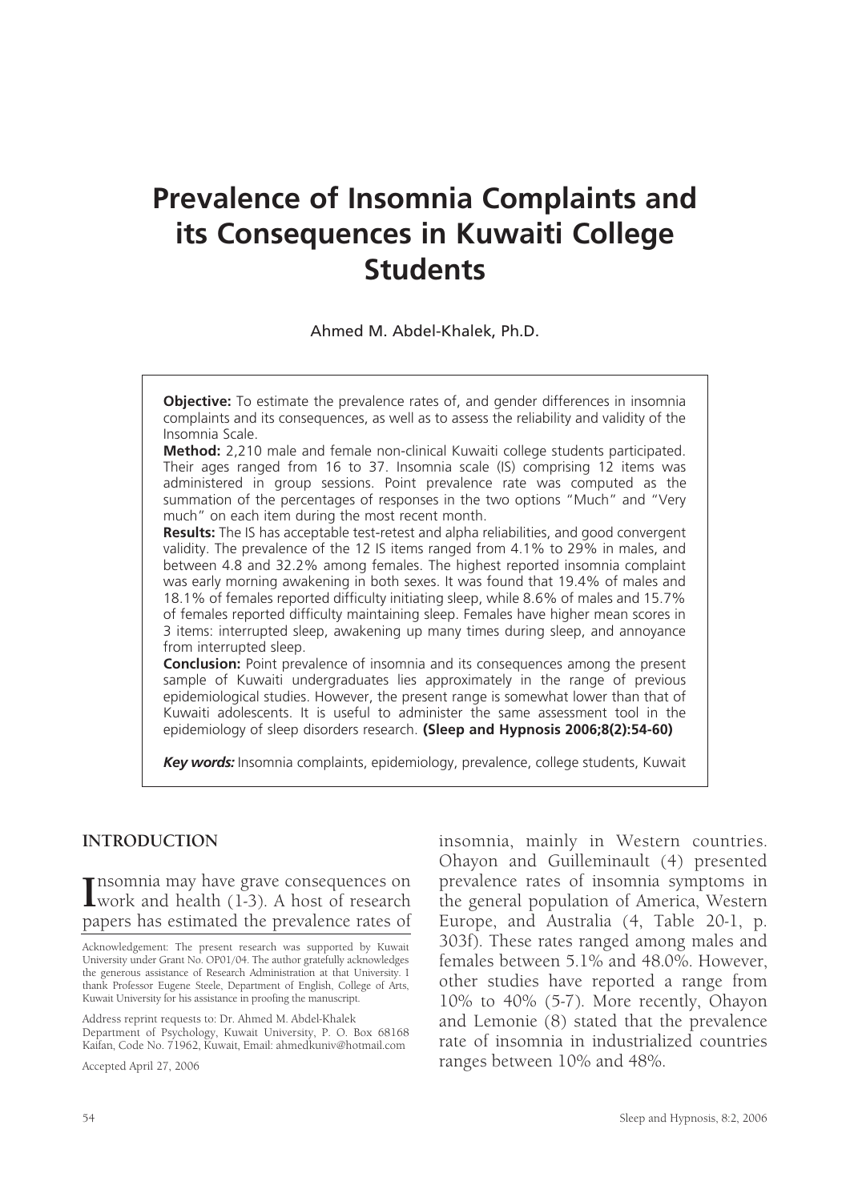# Prevalence of Insomnia Complaints and its Consequences in Kuwaiti College Students

Ahmed M. Abdel-Khalek, Ph.D.

**Objective:** To estimate the prevalence rates of, and gender differences in insomnia complaints and its consequences, as well as to assess the reliability and validity of the Insomnia Scale.

**Method:** 2,210 male and female non-clinical Kuwaiti college students participated. Their ages ranged from 16 to 37. Insomnia scale (IS) comprising 12 items was administered in group sessions. Point prevalence rate was computed as the summation of the percentages of responses in the two options "Much" and "Very much" on each item during the most recent month.

**Results:** The IS has acceptable test-retest and alpha reliabilities, and good convergent validity. The prevalence of the 12 IS items ranged from 4.1% to 29% in males, and between 4.8 and 32.2% among females. The highest reported insomnia complaint was early morning awakening in both sexes. It was found that 19.4% of males and 18.1% of females reported difficulty initiating sleep, while 8.6% of males and 15.7% of females reported difficulty maintaining sleep. Females have higher mean scores in 3 items: interrupted sleep, awakening up many times during sleep, and annoyance from interrupted sleep.

**Conclusion:** Point prevalence of insomnia and its consequences among the present sample of Kuwaiti undergraduates lies approximately in the range of previous epidemiological studies. However, the present range is somewhat lower than that of Kuwaiti adolescents. It is useful to administer the same assessment tool in the epidemiology of sleep disorders research. **(Sleep and Hypnosis 2006;8(2):54-60)**

***Key words:*** Insomnia complaints, epidemiology, prevalence, college students, Kuwait

## INTRODUCTION

Insomnia may have grave consequences on work and health (1-3). A host of research papers has estimated the prevalence rates of insomnia, mainly in Western countries. Ohayon and Guilleminault (4) presented prevalence rates of insomnia symptoms in the general population of America, Western Europe, and Australia (4, Table 20-1, p. 303f). These rates ranged among males and females between 5.1% and 48.0%. However, other studies have reported a range from 10% to 40% (5-7). More recently, Ohayon and Lemonie (8) stated that the prevalence rate of insomnia in industrialized countries ranges between 10% and 48%.

Acknowledgement: The present research was supported by Kuwait University under Grant No. OP01/04. The author gratefully acknowledges the generous assistance of Research Administration at that University. I thank Professor Eugene Steele, Department of English, College of Arts, Kuwait University for his assistance in proofing the manuscript.

Address reprint requests to: Dr. Ahmed M. Abdel-Khalek Department of Psychology, Kuwait University, P. O. Box 68168 Kaifan, Code No. 71962, Kuwait, Email: ahmedkuniv@hotmail.com

Accepted April 27, 2006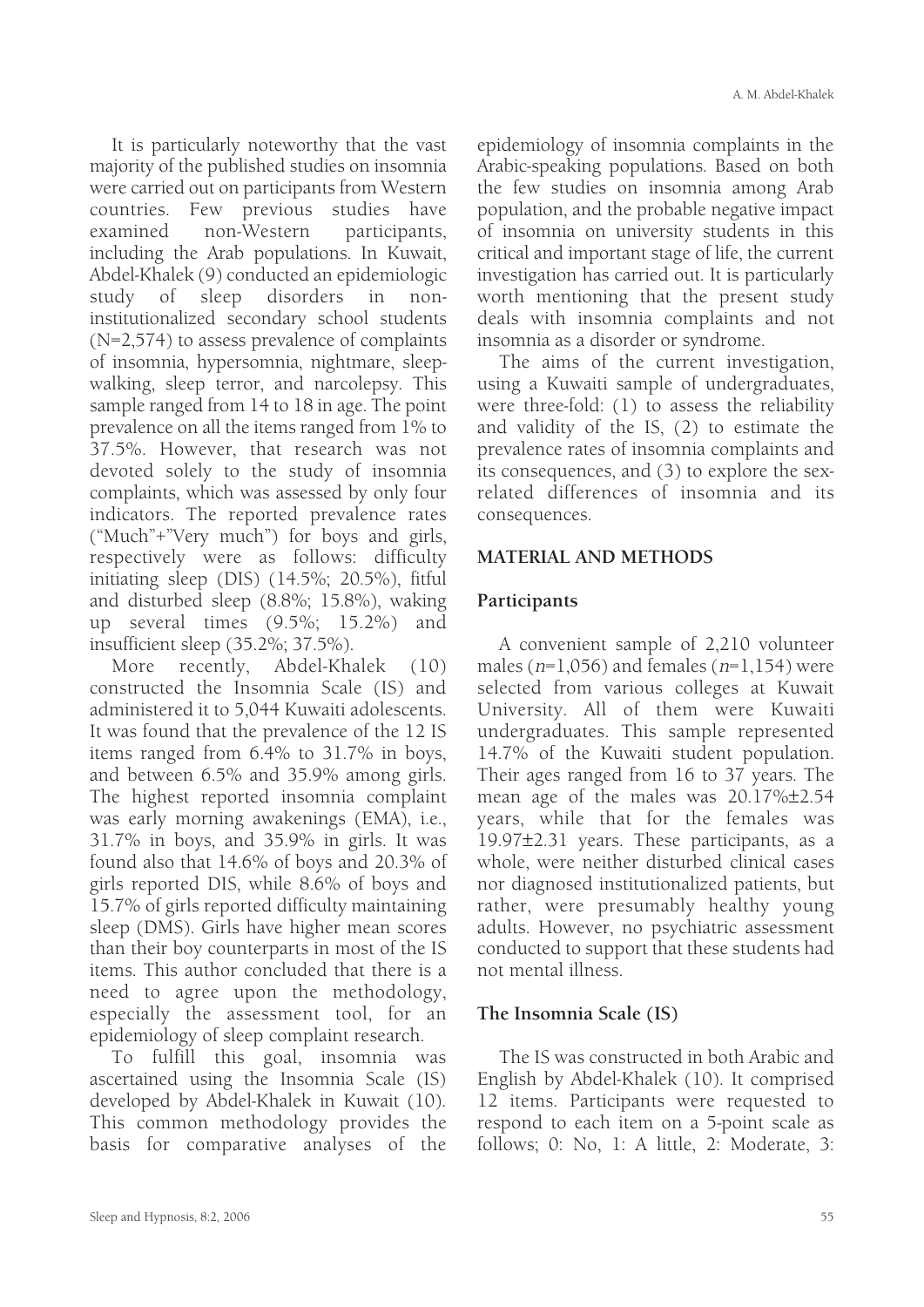It is particularly noteworthy that the vast majority of the published studies on insomnia were carried out on participants from Western countries. Few previous studies have examined non-Western participants, including the Arab populations. In Kuwait, Abdel-Khalek (9) conducted an epidemiologic study of sleep disorders in non-institutionalized secondary school students (N=2,574) to assess prevalence of complaints of insomnia, hypersomnia, nightmare, sleep-walking, sleep terror, and narcolepsy. This sample ranged from 14 to 18 in age. The point prevalence on all the items ranged from 1% to 37.5%. However, that research was not devoted solely to the study of insomnia complaints, which was assessed by only four indicators. The reported prevalence rates ("Much"+"Very much") for boys and girls, respectively were as follows: difficulty initiating sleep (DIS) (14.5%; 20.5%), fitful and disturbed sleep (8.8%; 15.8%), waking up several times (9.5%; 15.2%) and insufficient sleep (35.2%; 37.5%).

More recently, Abdel-Khalek (10) constructed the Insomnia Scale (IS) and administered it to 5,044 Kuwaiti adolescents. It was found that the prevalence of the 12 IS items ranged from 6.4% to 31.7% in boys, and between 6.5% and 35.9% among girls. The highest reported insomnia complaint was early morning awakenings (EMA), i.e., 31.7% in boys, and 35.9% in girls. It was found also that 14.6% of boys and 20.3% of girls reported DIS, while 8.6% of boys and 15.7% of girls reported difficulty maintaining sleep (DMS). Girls have higher mean scores than their boy counterparts in most of the IS items. This author concluded that there is a need to agree upon the methodology, especially the assessment tool, for an epidemiology of sleep complaint research.

To fulfill this goal, insomnia was ascertained using the Insomnia Scale (IS) developed by Abdel-Khalek in Kuwait (10). This common methodology provides the basis for comparative analyses of the epidemiology of insomnia complaints in the Arabic-speaking populations. Based on both the few studies on insomnia among Arab population, and the probable negative impact of insomnia on university students in this critical and important stage of life, the current investigation has carried out. It is particularly worth mentioning that the present study deals with insomnia complaints and not insomnia as a disorder or syndrome.

The aims of the current investigation, using a Kuwaiti sample of undergraduates, were three-fold: (1) to assess the reliability and validity of the IS, (2) to estimate the prevalence rates of insomnia complaints and its consequences, and (3) to explore the sex-related differences of insomnia and its consequences.

## MATERIAL AND METHODS

### Participants

A convenient sample of 2,210 volunteer males ($n$=1,056) and females ($n$=1,154) were selected from various colleges at Kuwait University. All of them were Kuwaiti undergraduates. This sample represented 14.7% of the Kuwaiti student population. Their ages ranged from 16 to 37 years. The mean age of the males was 20.17%±2.54 years, while that for the females was 19.97±2.31 years. These participants, as a whole, were neither disturbed clinical cases nor diagnosed institutionalized patients, but rather, were presumably healthy young adults. However, no psychiatric assessment conducted to support that these students had not mental illness.

### The Insomnia Scale (IS)

The IS was constructed in both Arabic and English by Abdel-Khalek (10). It comprised 12 items. Participants were requested to respond to each item on a 5-point scale as follows; 0: No, 1: A little, 2: Moderate, 3: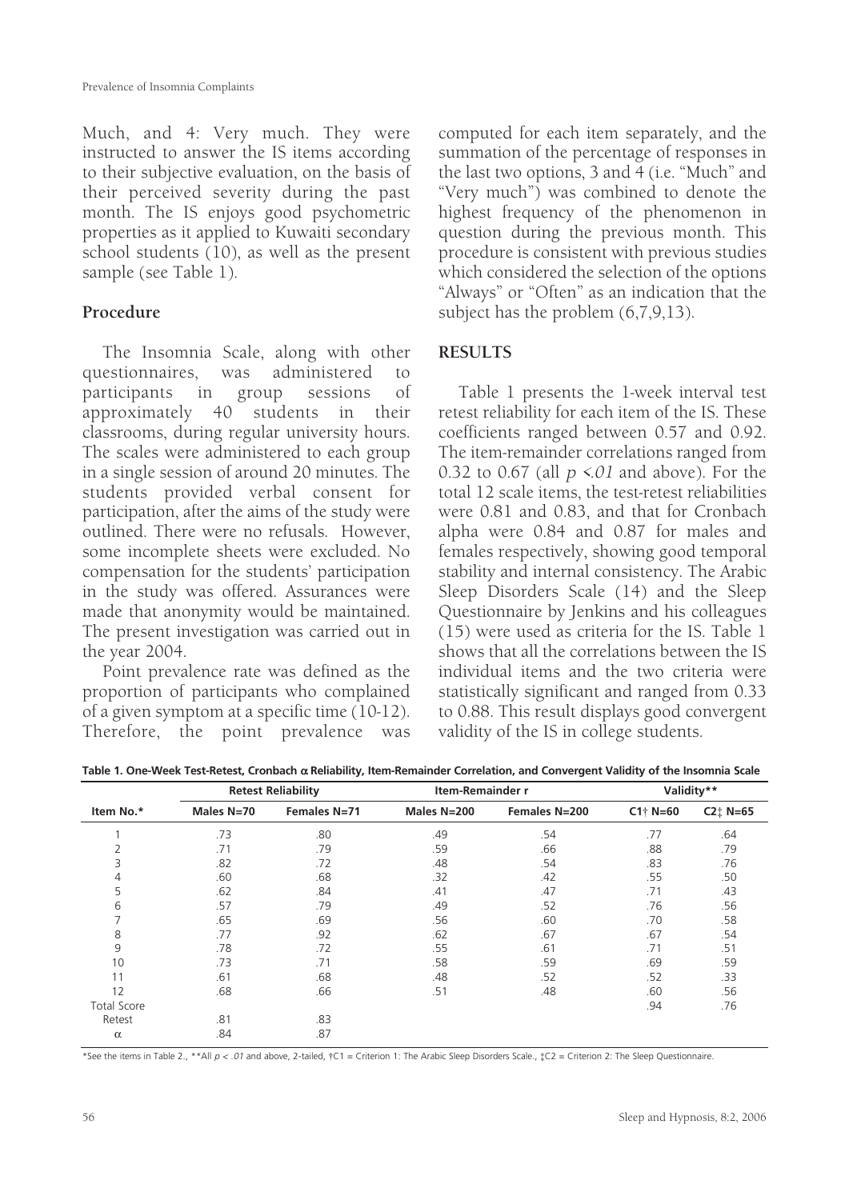Much, and 4: Very much. They were instructed to answer the IS items according to their subjective evaluation, on the basis of their perceived severity during the past month. The IS enjoys good psychometric properties as it applied to Kuwaiti secondary school students (10), as well as the present sample (see Table 1).

### Procedure

The Insomnia Scale, along with other questionnaires, was administered to participants in group sessions of approximately 40 students in their classrooms, during regular university hours. The scales were administered to each group in a single session of around 20 minutes. The students provided verbal consent for participation, after the aims of the study were outlined. There were no refusals. However, some incomplete sheets were excluded. No compensation for the students' participation in the study was offered. Assurances were made that anonymity would be maintained. The present investigation was carried out in the year 2004.

Point prevalence rate was defined as the proportion of participants who complained of a given symptom at a specific time (10-12). Therefore, the point prevalence was computed for each item separately, and the summation of the percentage of responses in the last two options, 3 and 4 (i.e. "Much" and "Very much") was combined to denote the highest frequency of the phenomenon in question during the previous month. This procedure is consistent with previous studies which considered the selection of the options "Always" or "Often" as an indication that the subject has the problem (6,7,9,13).

## RESULTS

Table 1 presents the 1-week interval test retest reliability for each item of the IS. These coefficients ranged between 0.57 and 0.92. The item-remainder correlations ranged from 0.32 to 0.67 (all $p < .01$ and above). For the total 12 scale items, the test-retest reliabilities were 0.81 and 0.83, and that for Cronbach alpha were 0.84 and 0.87 for males and females respectively, showing good temporal stability and internal consistency. The Arabic Sleep Disorders Scale (14) and the Sleep Questionnaire by Jenkins and his colleagues (15) were used as criteria for the IS. Table 1 shows that all the correlations between the IS individual items and the two criteria were statistically significant and ranged from 0.33 to 0.88. This result displays good convergent validity of the IS in college students.

**Table 1. One-Week Test-Retest, Cronbach α Reliability, Item-Remainder Correlation, and Convergent Validity of the Insomnia Scale**

| Item No.* | Retest Reliability | | Item-Remainder r | | Validity** | |
|---|---|---|---|---|---|---|
| | Males N=70 | Females N=71 | Males N=200 | Females N=200 | C1† N=60 | C2‡ N=65 |
| 1 | .73 | .80 | .49 | .54 | .77 | .64 |
| 2 | .71 | .79 | .59 | .66 | .88 | .79 |
| 3 | .82 | .72 | .48 | .54 | .83 | .76 |
| 4 | .60 | .68 | .32 | .42 | .55 | .50 |
| 5 | .62 | .84 | .41 | .47 | .71 | .43 |
| 6 | .57 | .79 | .49 | .52 | .76 | .56 |
| 7 | .65 | .69 | .56 | .60 | .70 | .58 |
| 8 | .77 | .92 | .62 | .67 | .67 | .54 |
| 9 | .78 | .72 | .55 | .61 | .71 | .51 |
| 10 | .73 | .71 | .58 | .59 | .69 | .59 |
| 11 | .61 | .68 | .48 | .52 | .52 | .33 |
| 12 | .68 | .66 | .51 | .48 | .60 | .56 |
| Total Score | | | | | .94 | .76 |
| Retest | .81 | .83 | | | | |
| α | .84 | .87 | | | | |

*See the items in Table 2., **All $p < .01$ and above, 2-tailed, †C1 = Criterion 1: The Arabic Sleep Disorders Scale., ‡C2 = Criterion 2: The Sleep Questionnaire.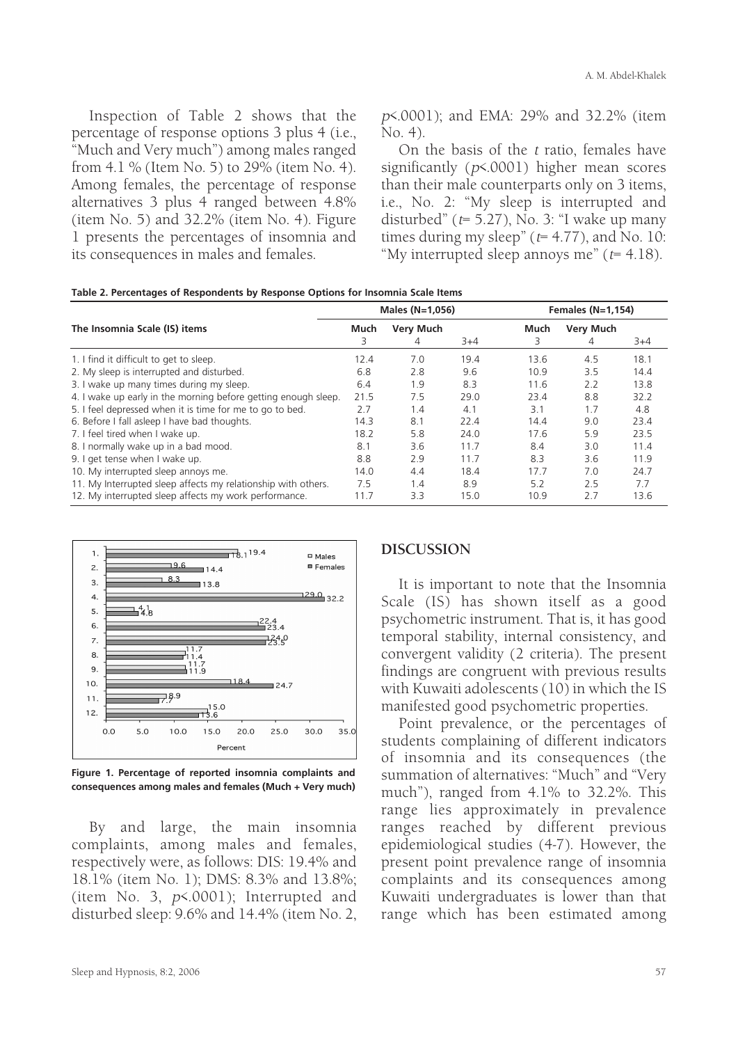Inspection of Table 2 shows that the percentage of response options 3 plus 4 (i.e., "Much and Very much") among males ranged from 4.1 % (Item No. 5) to 29% (item No. 4). Among females, the percentage of response alternatives 3 plus 4 ranged between 4.8% (item No. 5) and 32.2% (item No. 4). Figure 1 presents the percentages of insomnia and its consequences in males and females.

By and large, the main insomnia complaints, among males and females, respectively were, as follows: DIS: 19.4% and 18.1% (item No. 1); DMS: 8.3% and 13.8%; (item No. 3, $p<.0001$); Interrupted and disturbed sleep: 9.6% and 14.4% (item No. 2, $p<.0001$); and EMA: 29% and 32.2% (item No. 4).

On the basis of the $t$ ratio, females have significantly ($p<.0001$) higher mean scores than their male counterparts only on 3 items, i.e., No. 2: "My sleep is interrupted and disturbed" ($t= 5.27$), No. 3: "I wake up many times during my sleep" ($t= 4.77$), and No. 10: "My interrupted sleep annoys me" ($t= 4.18$).

**Table 2. Percentages of Respondents by Response Options for Insomnia Scale Items**

| The Insomnia Scale (IS) items | Males (N=1,056) | | | Females (N=1,154) | | |
|---|---|---|---|---|---|---|
| | Much 3 | Very Much 4 | 3+4 | Much 3 | Very Much 4 | 3+4 |
| 1. I find it difficult to get to sleep. | 12.4 | 7.0 | 19.4 | 13.6 | 4.5 | 18.1 |
| 2. My sleep is interrupted and disturbed. | 6.8 | 2.8 | 9.6 | 10.9 | 3.5 | 14.4 |
| 3. I wake up many times during my sleep. | 6.4 | 1.9 | 8.3 | 11.6 | 2.2 | 13.8 |
| 4. I wake up early in the morning before getting enough sleep. | 21.5 | 7.5 | 29.0 | 23.4 | 8.8 | 32.2 |
| 5. I feel depressed when it is time for me to go to bed. | 2.7 | 1.4 | 4.1 | 3.1 | 1.7 | 4.8 |
| 6. Before I fall asleep I have bad thoughts. | 14.3 | 8.1 | 22.4 | 14.4 | 9.0 | 23.4 |
| 7. I feel tired when I wake up. | 18.2 | 5.8 | 24.0 | 17.6 | 5.9 | 23.5 |
| 8. I normally wake up in a bad mood. | 8.1 | 3.6 | 11.7 | 8.4 | 3.0 | 11.4 |
| 9. I get tense when I wake up. | 8.8 | 2.9 | 11.7 | 8.3 | 3.6 | 11.9 |
| 10. My interrupted sleep annoys me. | 14.0 | 4.4 | 18.4 | 17.7 | 7.0 | 24.7 |
| 11. My Interrupted sleep affects my relationship with others. | 7.5 | 1.4 | 8.9 | 5.2 | 2.5 | 7.7 |
| 12. My interrupted sleep affects my work performance. | 11.7 | 3.3 | 15.0 | 10.9 | 2.7 | 13.6 |

**Figure 1. Percentage of reported insomnia complaints and consequences among males and females (Much + Very much)**

## DISCUSSION

It is important to note that the Insomnia Scale (IS) has shown itself as a good psychometric instrument. That is, it has good temporal stability, internal consistency, and convergent validity (2 criteria). The present findings are congruent with previous results with Kuwaiti adolescents (10) in which the IS manifested good psychometric properties.

Point prevalence, or the percentages of students complaining of different indicators of insomnia and its consequences (the summation of alternatives: "Much" and "Very much"), ranged from 4.1% to 32.2%. This range lies approximately in prevalence ranges reached by different previous epidemiological studies (4-7). However, the present point prevalence range of insomnia complaints and its consequences among Kuwaiti undergraduates is lower than that range which has been estimated among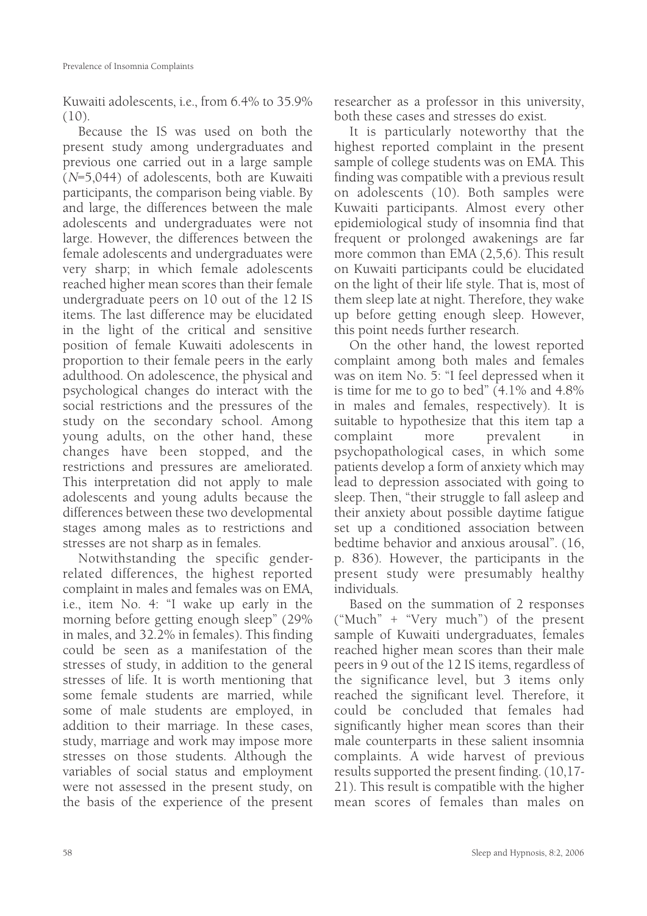Kuwaiti adolescents, i.e., from 6.4% to 35.9% (10).

Because the IS was used on both the present study among undergraduates and previous one carried out in a large sample (*N*=5,044) of adolescents, both are Kuwaiti participants, the comparison being viable. By and large, the differences between the male adolescents and undergraduates were not large. However, the differences between the female adolescents and undergraduates were very sharp; in which female adolescents reached higher mean scores than their female undergraduate peers on 10 out of the 12 IS items. The last difference may be elucidated in the light of the critical and sensitive position of female Kuwaiti adolescents in proportion to their female peers in the early adulthood. On adolescence, the physical and psychological changes do interact with the social restrictions and the pressures of the study on the secondary school. Among young adults, on the other hand, these changes have been stopped, and the restrictions and pressures are ameliorated. This interpretation did not apply to male adolescents and young adults because the differences between these two developmental stages among males as to restrictions and stresses are not sharp as in females.

Notwithstanding the specific gender-related differences, the highest reported complaint in males and females was on EMA, i.e., item No. 4: "I wake up early in the morning before getting enough sleep" (29% in males, and 32.2% in females). This finding could be seen as a manifestation of the stresses of study, in addition to the general stresses of life. It is worth mentioning that some female students are married, while some of male students are employed, in addition to their marriage. In these cases, study, marriage and work may impose more stresses on those students. Although the variables of social status and employment were not assessed in the present study, on the basis of the experience of the present researcher as a professor in this university, both these cases and stresses do exist.

It is particularly noteworthy that the highest reported complaint in the present sample of college students was on EMA. This finding was compatible with a previous result on adolescents (10). Both samples were Kuwaiti participants. Almost every other epidemiological study of insomnia find that frequent or prolonged awakenings are far more common than EMA (2,5,6). This result on Kuwaiti participants could be elucidated on the light of their life style. That is, most of them sleep late at night. Therefore, they wake up before getting enough sleep. However, this point needs further research.

On the other hand, the lowest reported complaint among both males and females was on item No. 5: "I feel depressed when it is time for me to go to bed" (4.1% and 4.8% in males and females, respectively). It is suitable to hypothesize that this item tap a complaint more prevalent in psychopathological cases, in which some patients develop a form of anxiety which may lead to depression associated with going to sleep. Then, "their struggle to fall asleep and their anxiety about possible daytime fatigue set up a conditioned association between bedtime behavior and anxious arousal". (16, p. 836). However, the participants in the present study were presumably healthy individuals.

Based on the summation of 2 responses ("Much" + "Very much") of the present sample of Kuwaiti undergraduates, females reached higher mean scores than their male peers in 9 out of the 12 IS items, regardless of the significance level, but 3 items only reached the significant level. Therefore, it could be concluded that females had significantly higher mean scores than their male counterparts in these salient insomnia complaints. A wide harvest of previous results supported the present finding. (10,17-21). This result is compatible with the higher mean scores of females than males on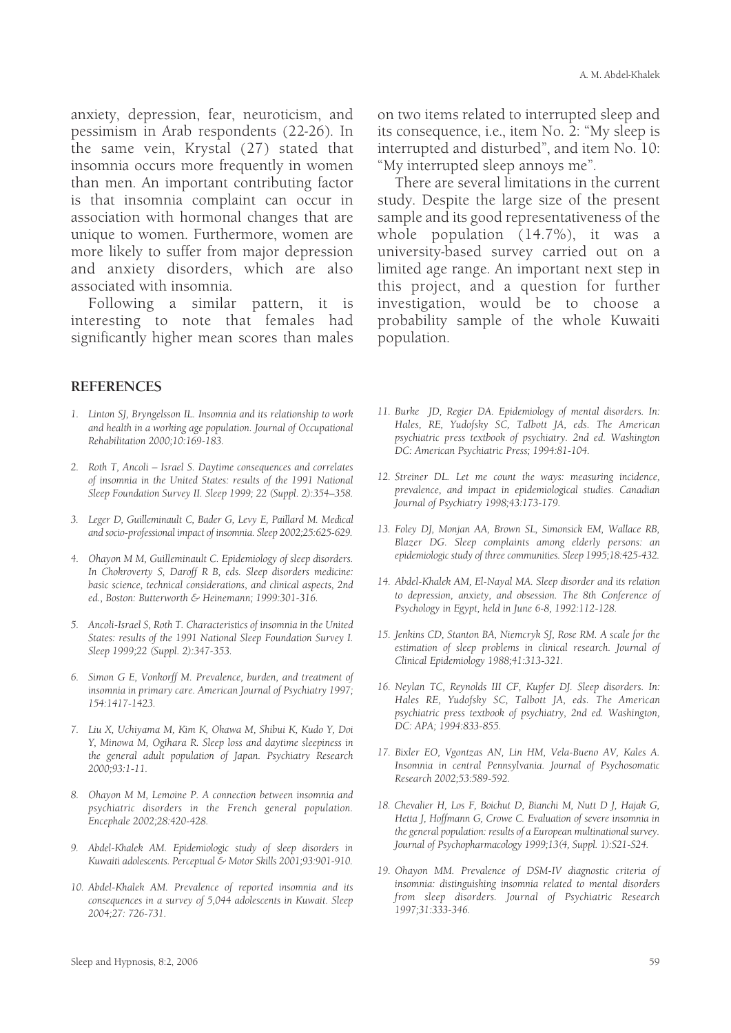anxiety, depression, fear, neuroticism, and pessimism in Arab respondents (22-26). In the same vein, Krystal (27) stated that insomnia occurs more frequently in women than men. An important contributing factor is that insomnia complaint can occur in association with hormonal changes that are unique to women. Furthermore, women are more likely to suffer from major depression and anxiety disorders, which are also associated with insomnia.

Following a similar pattern, it is interesting to note that females had significantly higher mean scores than males on two items related to interrupted sleep and its consequence, i.e., item No. 2: "My sleep is interrupted and disturbed", and item No. 10: "My interrupted sleep annoys me".

There are several limitations in the current study. Despite the large size of the present sample and its good representativeness of the whole population (14.7%), it was a university-based survey carried out on a limited age range. An important next step in this project, and a question for further investigation, would be to choose a probability sample of the whole Kuwaiti population.

## REFERENCES

1. *Linton SJ, Bryngelsson IL. Insomnia and its relationship to work and health in a working age population. Journal of Occupational Rehabilitation 2000;10:169-183.*

2. *Roth T, Ancoli – Israel S. Daytime consequences and correlates of insomnia in the United States: results of the 1991 National Sleep Foundation Survey II. Sleep 1999; 22 (Suppl. 2):354–358.*

3. *Leger D, Guilleminault C, Bader G, Levy E, Paillard M. Medical and socio-professional impact of insomnia. Sleep 2002;25:625-629.*

4. *Ohayon M M, Guilleminault C. Epidemiology of sleep disorders. In Chokroverty S, Daroff R B, eds. Sleep disorders medicine: basic science, technical considerations, and clinical aspects, 2nd ed., Boston: Butterworth & Heinemann; 1999:301-316.*

5. *Ancoli-Israel S, Roth T. Characteristics of insomnia in the United States: results of the 1991 National Sleep Foundation Survey I. Sleep 1999;22 (Suppl. 2):347-353.*

6. *Simon G E, Vonkorff M. Prevalence, burden, and treatment of insomnia in primary care. American Journal of Psychiatry 1997; 154:1417-1423.*

7. *Liu X, Uchiyama M, Kim K, Okawa M, Shibui K, Kudo Y, Doi Y, Minowa M, Ogihara R. Sleep loss and daytime sleepiness in the general adult population of Japan. Psychiatry Research 2000;93:1-11.*

8. *Ohayon M M, Lemoine P. A connection between insomnia and psychiatric disorders in the French general population. Encephale 2002;28:420-428.*

9. *Abdel-Khalek AM. Epidemiologic study of sleep disorders in Kuwaiti adolescents. Perceptual & Motor Skills 2001;93:901-910.*

10. *Abdel-Khalek AM. Prevalence of reported insomnia and its consequences in a survey of 5,044 adolescents in Kuwait. Sleep 2004;27: 726-731.*

11. *Burke JD, Regier DA. Epidemiology of mental disorders. In: Hales, RE, Yudofsky SC, Talbott JA, eds. The American psychiatric press textbook of psychiatry. 2nd ed. Washington DC: American Psychiatric Press; 1994:81-104.*

12. *Streiner DL. Let me count the ways: measuring incidence, prevalence, and impact in epidemiological studies. Canadian Journal of Psychiatry 1998;43:173-179.*

13. *Foley DJ, Monjan AA, Brown SL, Simonsick EM, Wallace RB, Blazer DG. Sleep complaints among elderly persons: an epidemiologic study of three communities. Sleep 1995;18:425-432.*

14. *Abdel-Khalek AM, El-Nayal MA. Sleep disorder and its relation to depression, anxiety, and obsession. The 8th Conference of Psychology in Egypt, held in June 6-8, 1992:112-128.*

15. *Jenkins CD, Stanton BA, Niemcryk SJ, Rose RM. A scale for the estimation of sleep problems in clinical research. Journal of Clinical Epidemiology 1988;41:313-321.*

16. *Neylan TC, Reynolds III CF, Kupfer DJ. Sleep disorders. In: Hales RE, Yudofsky SC, Talbott JA, eds. The American psychiatric press textbook of psychiatry, 2nd ed. Washington, DC: APA; 1994:833-855.*

17. *Bixler EO, Vgontzas AN, Lin HM, Vela-Bueno AV, Kales A. Insomnia in central Pennsylvania. Journal of Psychosomatic Research 2002;53:589-592.*

18. *Chevalier H, Los F, Boichut D, Bianchi M, Nutt D J, Hajak G, Hetta J, Hoffmann G, Crowe C. Evaluation of severe insomnia in the general population: results of a European multinational survey. Journal of Psychopharmacology 1999;13(4, Suppl. 1):S21-S24.*

19. *Ohayon MM. Prevalence of DSM-IV diagnostic criteria of insomnia: distinguishing insomnia related to mental disorders from sleep disorders. Journal of Psychiatric Research 1997;31:333-346.*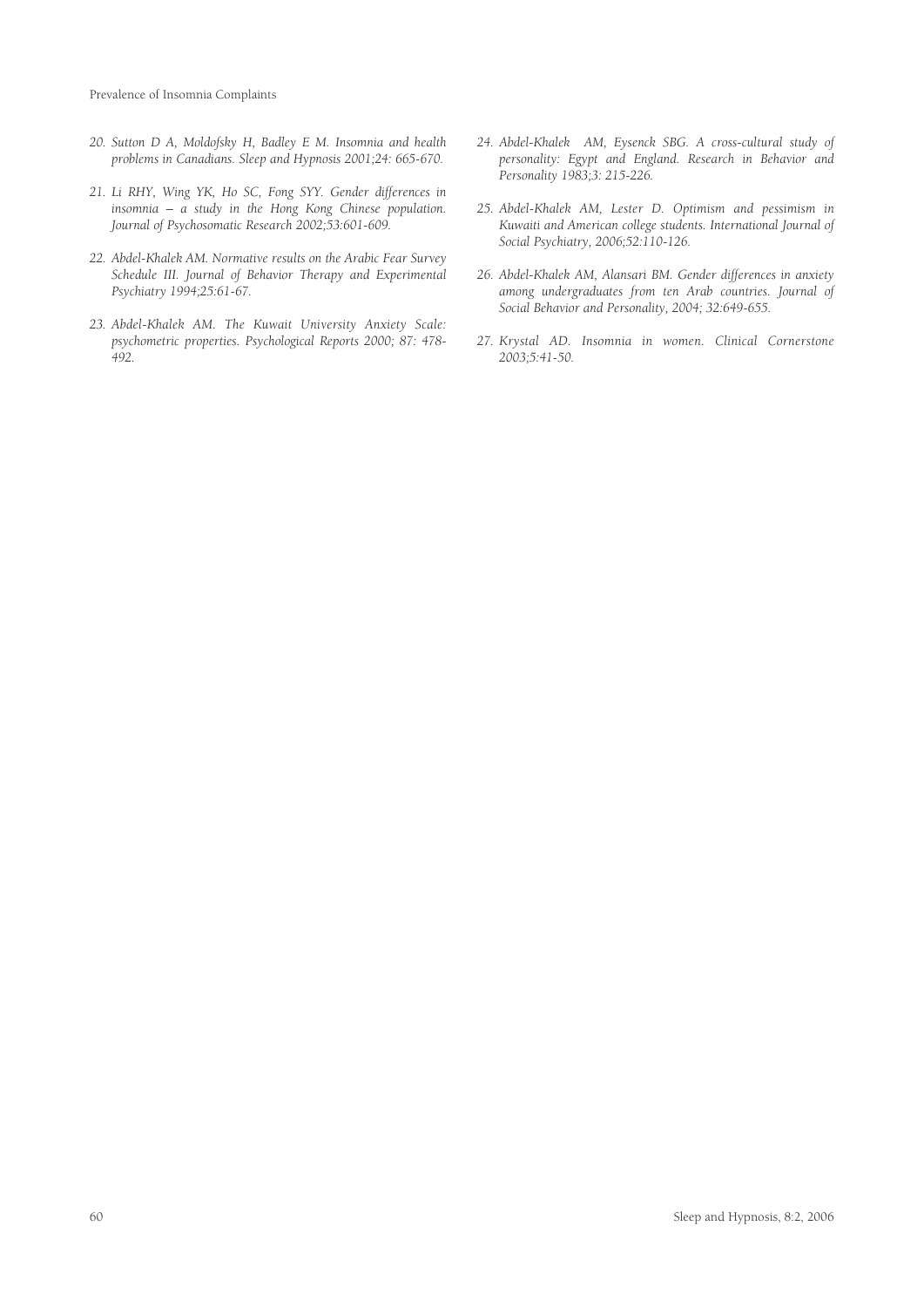20. *Sutton D A, Moldofsky H, Badley E M. Insomnia and health problems in Canadians. Sleep and Hypnosis 2001;24: 665-670.*

21. *Li RHY, Wing YK, Ho SC, Fong SYY. Gender differences in insomnia – a study in the Hong Kong Chinese population. Journal of Psychosomatic Research 2002;53:601-609.*

22. *Abdel-Khalek AM. Normative results on the Arabic Fear Survey Schedule III. Journal of Behavior Therapy and Experimental Psychiatry 1994;25:61-67.*

23. *Abdel-Khalek AM. The Kuwait University Anxiety Scale: psychometric properties. Psychological Reports 2000; 87: 478-492.*

24. *Abdel-Khalek AM, Eysenck SBG. A cross-cultural study of personality: Egypt and England. Research in Behavior and Personality 1983;3: 215-226.*

25. *Abdel-Khalek AM, Lester D. Optimism and pessimism in Kuwaiti and American college students. International Journal of Social Psychiatry, 2006;52:110-126.*

26. *Abdel-Khalek AM, Alansari BM. Gender differences in anxiety among undergraduates from ten Arab countries. Journal of Social Behavior and Personality, 2004; 32:649-655.*

27. *Krystal AD. Insomnia in women. Clinical Cornerstone 2003;5:41-50.*